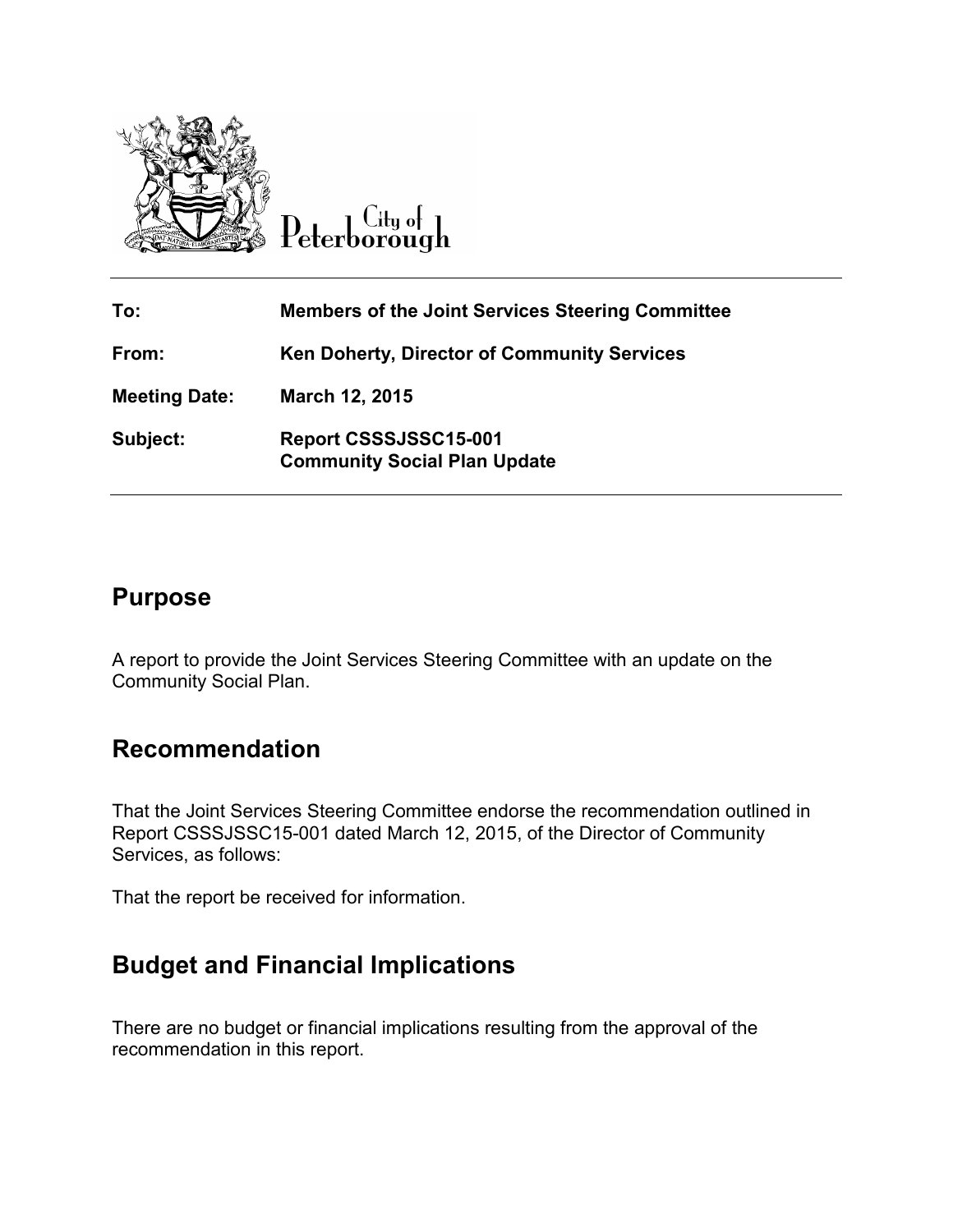City of Peterborough

| | |
|---|---|
| **To:** | **Members of the Joint Services Steering Committee** |
| **From:** | **Ken Doherty, Director of Community Services** |
| **Meeting Date:** | **March 12, 2015** |
| **Subject:** | **Report CSSSJSSC15-001**<br>**Community Social Plan Update** |

## Purpose

A report to provide the Joint Services Steering Committee with an update on the Community Social Plan.

## Recommendation

That the Joint Services Steering Committee endorse the recommendation outlined in Report CSSSJSSC15-001 dated March 12, 2015, of the Director of Community Services, as follows:

That the report be received for information.

## Budget and Financial Implications

There are no budget or financial implications resulting from the approval of the recommendation in this report.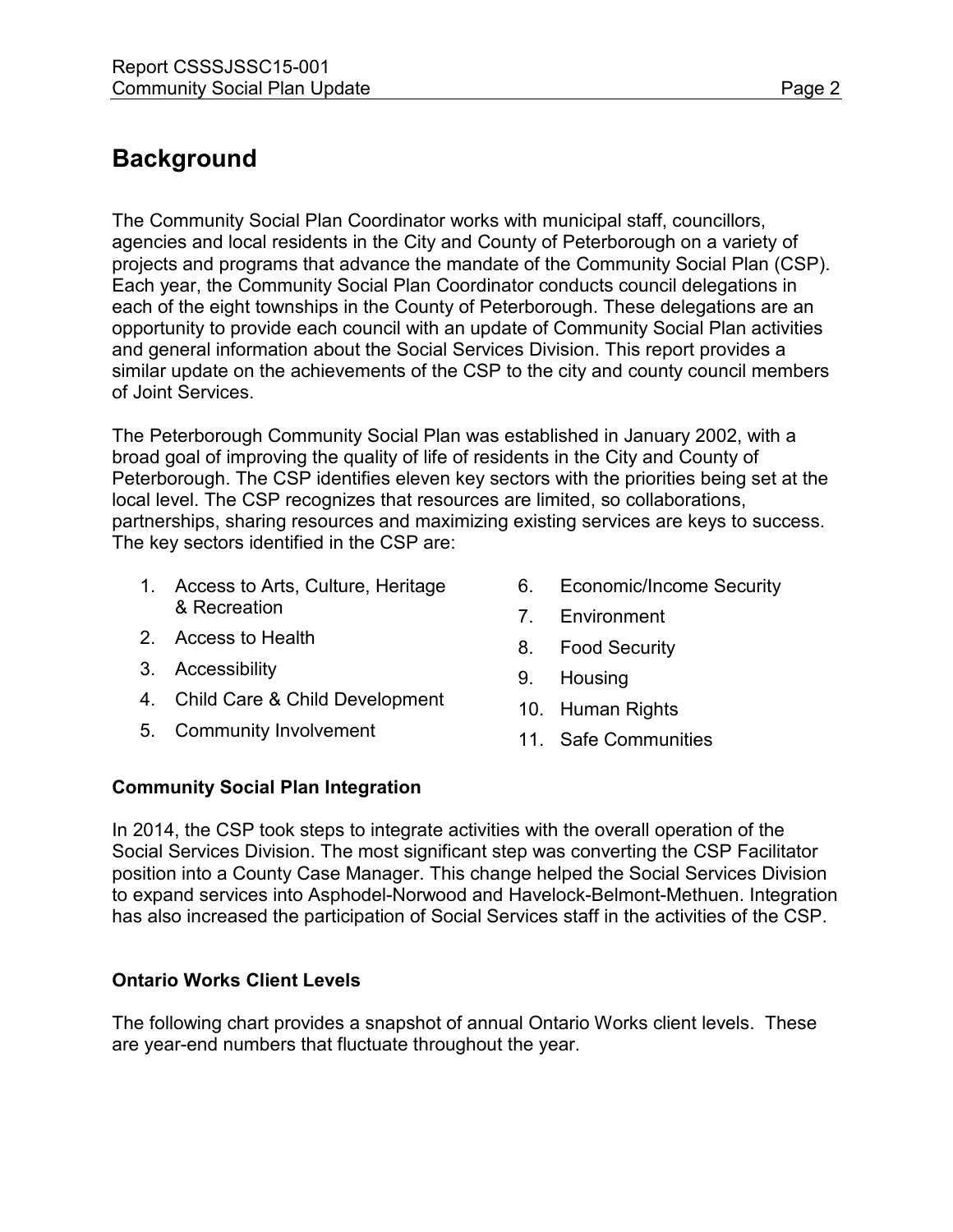## Background

The Community Social Plan Coordinator works with municipal staff, councillors, agencies and local residents in the City and County of Peterborough on a variety of projects and programs that advance the mandate of the Community Social Plan (CSP). Each year, the Community Social Plan Coordinator conducts council delegations in each of the eight townships in the County of Peterborough. These delegations are an opportunity to provide each council with an update of Community Social Plan activities and general information about the Social Services Division. This report provides a similar update on the achievements of the CSP to the city and county council members of Joint Services.

The Peterborough Community Social Plan was established in January 2002, with a broad goal of improving the quality of life of residents in the City and County of Peterborough. The CSP identifies eleven key sectors with the priorities being set at the local level. The CSP recognizes that resources are limited, so collaborations, partnerships, sharing resources and maximizing existing services are keys to success. The key sectors identified in the CSP are:

1. Access to Arts, Culture, Heritage & Recreation
2. Access to Health
3. Accessibility
4. Child Care & Child Development
5. Community Involvement
6. Economic/Income Security
7. Environment
8. Food Security
9. Housing
10. Human Rights
11. Safe Communities

### Community Social Plan Integration

In 2014, the CSP took steps to integrate activities with the overall operation of the Social Services Division. The most significant step was converting the CSP Facilitator position into a County Case Manager. This change helped the Social Services Division to expand services into Asphodel-Norwood and Havelock-Belmont-Methuen. Integration has also increased the participation of Social Services staff in the activities of the CSP.

### Ontario Works Client Levels

The following chart provides a snapshot of annual Ontario Works client levels. These are year-end numbers that fluctuate throughout the year.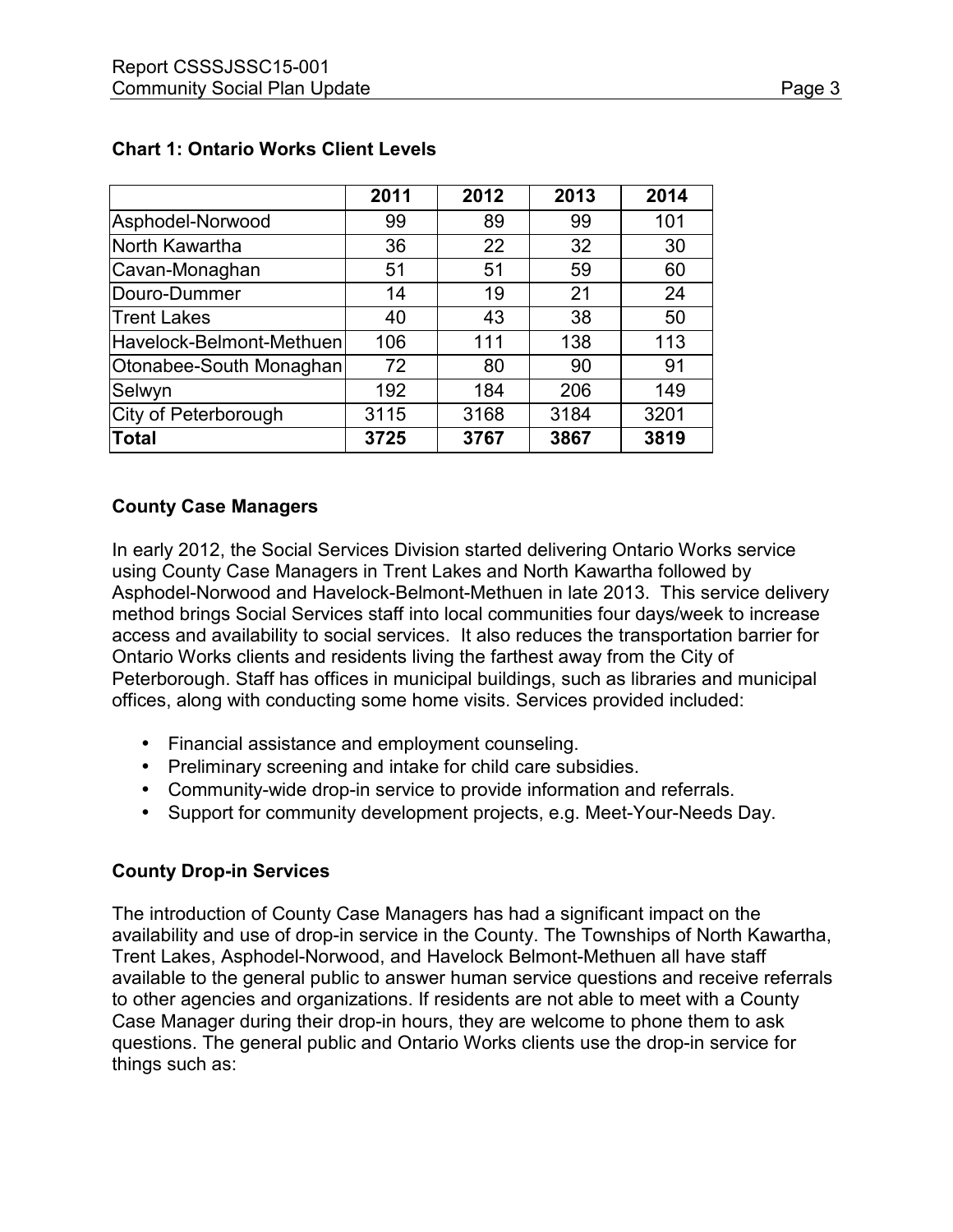**Chart 1: Ontario Works Client Levels**

| | 2011 | 2012 | 2013 | 2014 |
|---|---|---|---|---|
| Asphodel-Norwood | 99 | 89 | 99 | 101 |
| North Kawartha | 36 | 22 | 32 | 30 |
| Cavan-Monaghan | 51 | 51 | 59 | 60 |
| Douro-Dummer | 14 | 19 | 21 | 24 |
| Trent Lakes | 40 | 43 | 38 | 50 |
| Havelock-Belmont-Methuen | 106 | 111 | 138 | 113 |
| Otonabee-South Monaghan | 72 | 80 | 90 | 91 |
| Selwyn | 192 | 184 | 206 | 149 |
| City of Peterborough | 3115 | 3168 | 3184 | 3201 |
| **Total** | **3725** | **3767** | **3867** | **3819** |

**County Case Managers**

In early 2012, the Social Services Division started delivering Ontario Works service using County Case Managers in Trent Lakes and North Kawartha followed by Asphodel-Norwood and Havelock-Belmont-Methuen in late 2013. This service delivery method brings Social Services staff into local communities four days/week to increase access and availability to social services. It also reduces the transportation barrier for Ontario Works clients and residents living the farthest away from the City of Peterborough. Staff has offices in municipal buildings, such as libraries and municipal offices, along with conducting some home visits. Services provided included:

- Financial assistance and employment counseling.
- Preliminary screening and intake for child care subsidies.
- Community-wide drop-in service to provide information and referrals.
- Support for community development projects, e.g. Meet-Your-Needs Day.

**County Drop-in Services**

The introduction of County Case Managers has had a significant impact on the availability and use of drop-in service in the County. The Townships of North Kawartha, Trent Lakes, Asphodel-Norwood, and Havelock Belmont-Methuen all have staff available to the general public to answer human service questions and receive referrals to other agencies and organizations. If residents are not able to meet with a County Case Manager during their drop-in hours, they are welcome to phone them to ask questions. The general public and Ontario Works clients use the drop-in service for things such as: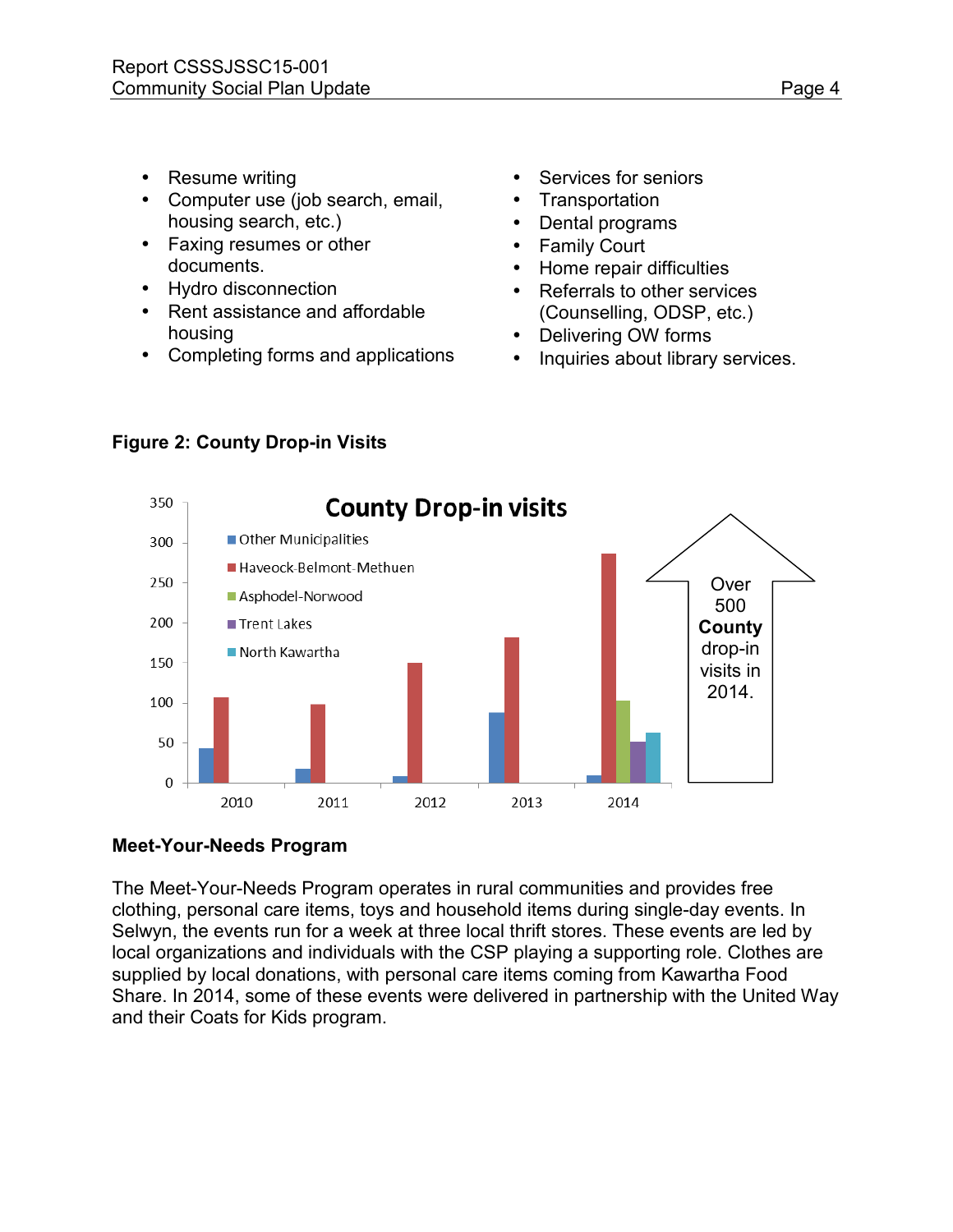- Resume writing
- Computer use (job search, email, housing search, etc.)
- Faxing resumes or other documents.
- Hydro disconnection
- Rent assistance and affordable housing
- Completing forms and applications
- Services for seniors
- Transportation
- Dental programs
- Family Court
- Home repair difficulties
- Referrals to other services (Counselling, ODSP, etc.)
- Delivering OW forms
- Inquiries about library services.

**Figure 2: County Drop-in Visits**

County Drop-in visits

Over 500 **County** drop-in visits in 2014.

## Meet-Your-Needs Program

The Meet-Your-Needs Program operates in rural communities and provides free clothing, personal care items, toys and household items during single-day events. In Selwyn, the events run for a week at three local thrift stores. These events are led by local organizations and individuals with the CSP playing a supporting role. Clothes are supplied by local donations, with personal care items coming from Kawartha Food Share. In 2014, some of these events were delivered in partnership with the United Way and their Coats for Kids program.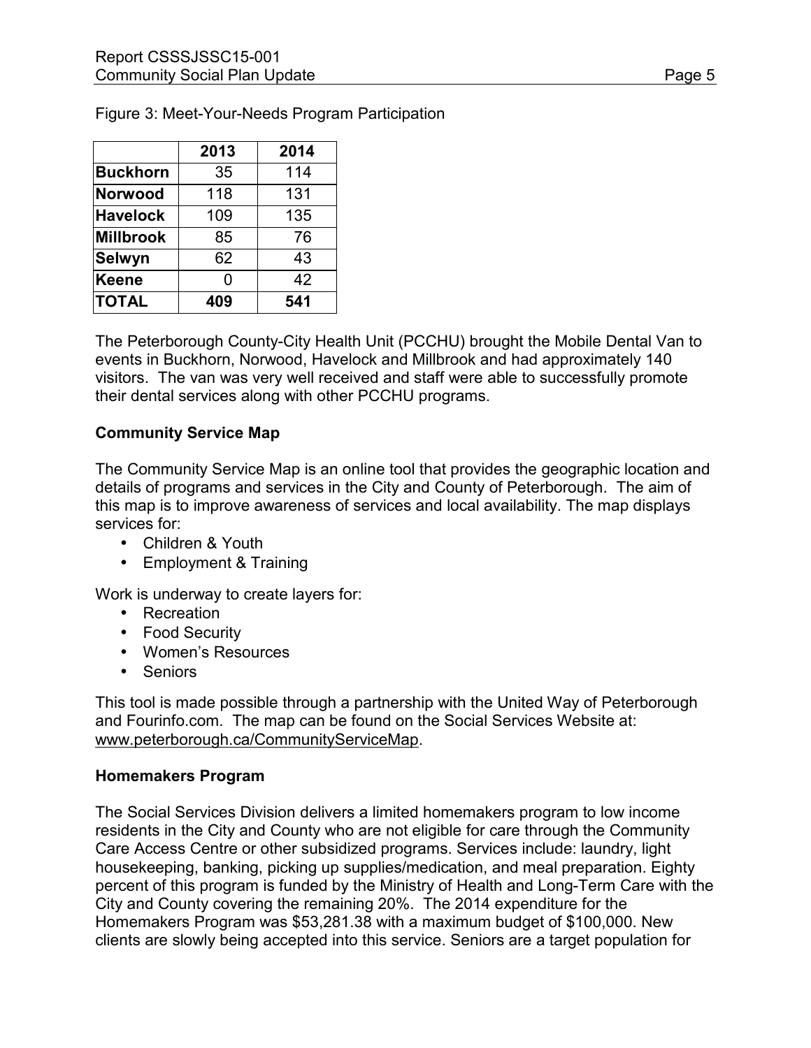Figure 3: Meet-Your-Needs Program Participation

| | 2013 | 2014 |
|---|---|---|
| **Buckhorn** | 35 | 114 |
| **Norwood** | 118 | 131 |
| **Havelock** | 109 | 135 |
| **Millbrook** | 85 | 76 |
| **Selwyn** | 62 | 43 |
| **Keene** | 0 | 42 |
| **TOTAL** | **409** | **541** |

The Peterborough County-City Health Unit (PCCHU) brought the Mobile Dental Van to events in Buckhorn, Norwood, Havelock and Millbrook and had approximately 140 visitors. The van was very well received and staff were able to successfully promote their dental services along with other PCCHU programs.

**Community Service Map**

The Community Service Map is an online tool that provides the geographic location and details of programs and services in the City and County of Peterborough. The aim of this map is to improve awareness of services and local availability. The map displays services for:

- Children & Youth
- Employment & Training

Work is underway to create layers for:

- Recreation
- Food Security
- Women's Resources
- Seniors

This tool is made possible through a partnership with the United Way of Peterborough and Fourinfo.com. The map can be found on the Social Services Website at: www.peterborough.ca/CommunityServiceMap.

**Homemakers Program**

The Social Services Division delivers a limited homemakers program to low income residents in the City and County who are not eligible for care through the Community Care Access Centre or other subsidized programs. Services include: laundry, light housekeeping, banking, picking up supplies/medication, and meal preparation. Eighty percent of this program is funded by the Ministry of Health and Long-Term Care with the City and County covering the remaining 20%. The 2014 expenditure for the Homemakers Program was $53,281.38 with a maximum budget of $100,000. New clients are slowly being accepted into this service. Seniors are a target population for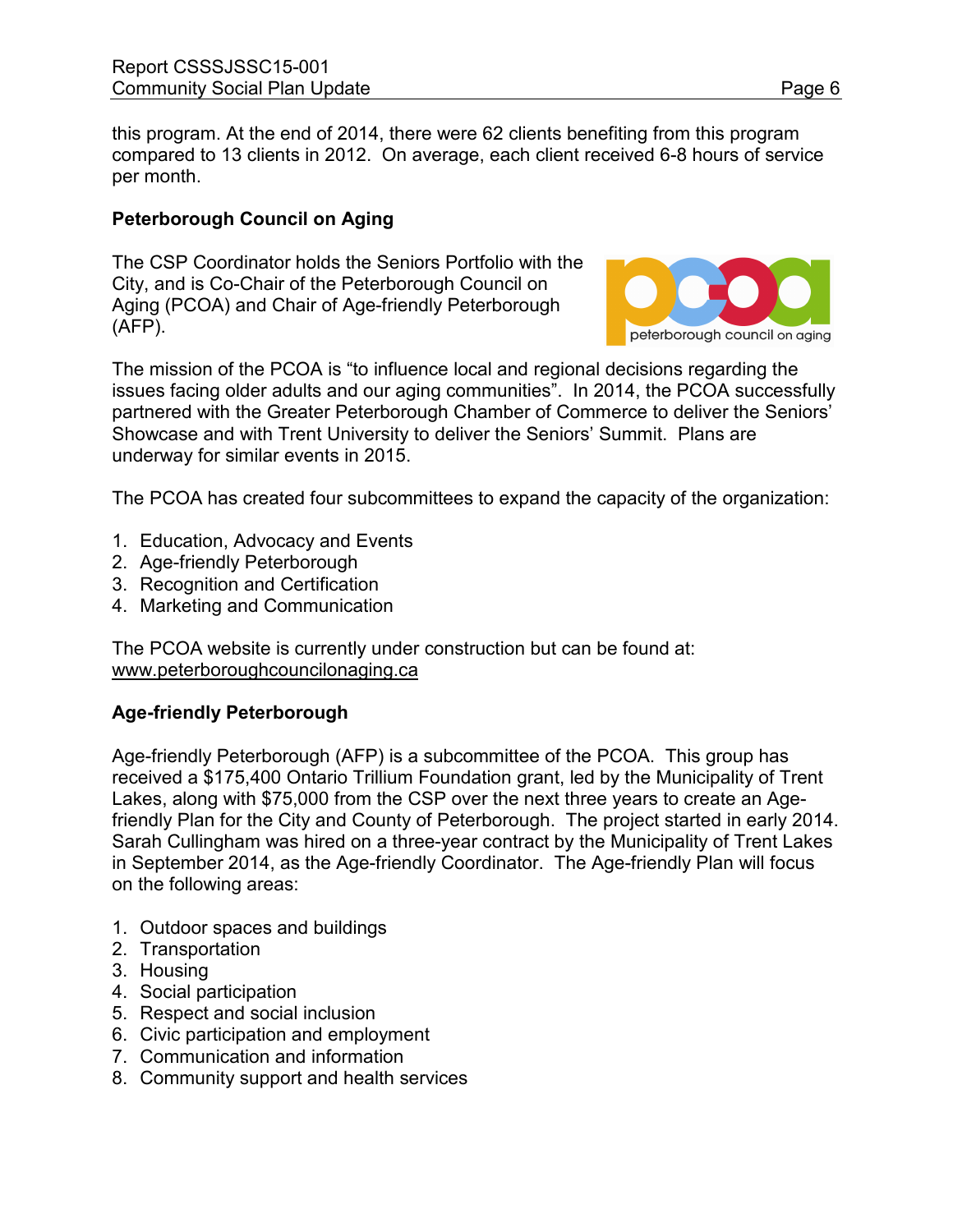this program. At the end of 2014, there were 62 clients benefiting from this program compared to 13 clients in 2012. On average, each client received 6-8 hours of service per month.

**Peterborough Council on Aging**

The CSP Coordinator holds the Seniors Portfolio with the City, and is Co-Chair of the Peterborough Council on Aging (PCOA) and Chair of Age-friendly Peterborough (AFP).

The mission of the PCOA is "to influence local and regional decisions regarding the issues facing older adults and our aging communities". In 2014, the PCOA successfully partnered with the Greater Peterborough Chamber of Commerce to deliver the Seniors' Showcase and with Trent University to deliver the Seniors' Summit. Plans are underway for similar events in 2015.

The PCOA has created four subcommittees to expand the capacity of the organization:

1. Education, Advocacy and Events
2. Age-friendly Peterborough
3. Recognition and Certification
4. Marketing and Communication

The PCOA website is currently under construction but can be found at: www.peterboroughcouncilonaging.ca

**Age-friendly Peterborough**

Age-friendly Peterborough (AFP) is a subcommittee of the PCOA. This group has received a $175,400 Ontario Trillium Foundation grant, led by the Municipality of Trent Lakes, along with $75,000 from the CSP over the next three years to create an Age-friendly Plan for the City and County of Peterborough. The project started in early 2014. Sarah Cullingham was hired on a three-year contract by the Municipality of Trent Lakes in September 2014, as the Age-friendly Coordinator. The Age-friendly Plan will focus on the following areas:

1. Outdoor spaces and buildings
2. Transportation
3. Housing
4. Social participation
5. Respect and social inclusion
6. Civic participation and employment
7. Communication and information
8. Community support and health services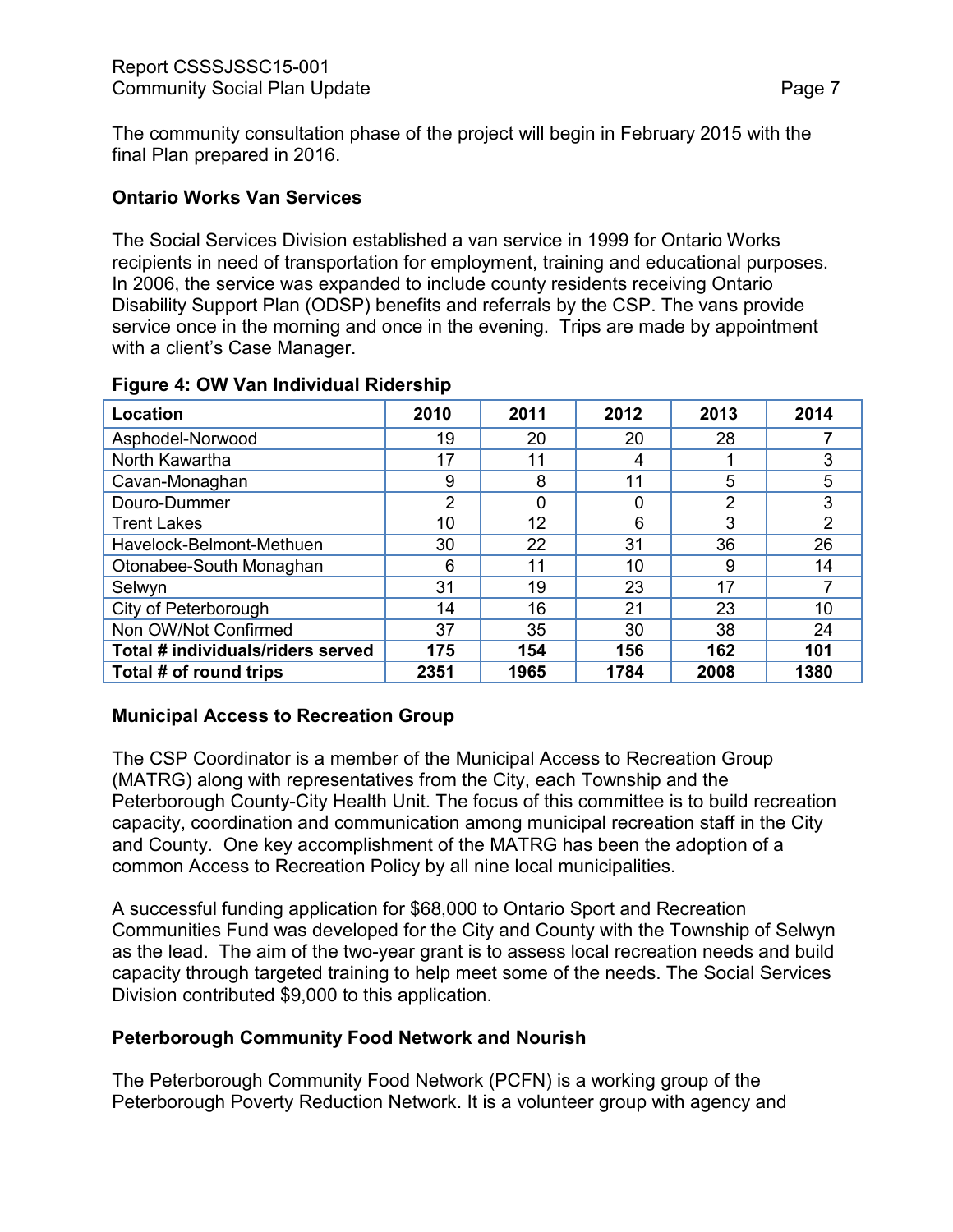The community consultation phase of the project will begin in February 2015 with the final Plan prepared in 2016.

## Ontario Works Van Services

The Social Services Division established a van service in 1999 for Ontario Works recipients in need of transportation for employment, training and educational purposes. In 2006, the service was expanded to include county residents receiving Ontario Disability Support Plan (ODSP) benefits and referrals by the CSP. The vans provide service once in the morning and once in the evening. Trips are made by appointment with a client's Case Manager.

**Figure 4: OW Van Individual Ridership**

| Location | 2010 | 2011 | 2012 | 2013 | 2014 |
|---|---|---|---|---|---|
| Asphodel-Norwood | 19 | 20 | 20 | 28 | 7 |
| North Kawartha | 17 | 11 | 4 | 1 | 3 |
| Cavan-Monaghan | 9 | 8 | 11 | 5 | 5 |
| Douro-Dummer | 2 | 0 | 0 | 2 | 3 |
| Trent Lakes | 10 | 12 | 6 | 3 | 2 |
| Havelock-Belmont-Methuen | 30 | 22 | 31 | 36 | 26 |
| Otonabee-South Monaghan | 6 | 11 | 10 | 9 | 14 |
| Selwyn | 31 | 19 | 23 | 17 | 7 |
| City of Peterborough | 14 | 16 | 21 | 23 | 10 |
| Non OW/Not Confirmed | 37 | 35 | 30 | 38 | 24 |
| **Total # individuals/riders served** | **175** | **154** | **156** | **162** | **101** |
| **Total # of round trips** | **2351** | **1965** | **1784** | **2008** | **1380** |

## Municipal Access to Recreation Group

The CSP Coordinator is a member of the Municipal Access to Recreation Group (MATRG) along with representatives from the City, each Township and the Peterborough County-City Health Unit. The focus of this committee is to build recreation capacity, coordination and communication among municipal recreation staff in the City and County. One key accomplishment of the MATRG has been the adoption of a common Access to Recreation Policy by all nine local municipalities.

A successful funding application for $68,000 to Ontario Sport and Recreation Communities Fund was developed for the City and County with the Township of Selwyn as the lead. The aim of the two-year grant is to assess local recreation needs and build capacity through targeted training to help meet some of the needs. The Social Services Division contributed $9,000 to this application.

## Peterborough Community Food Network and Nourish

The Peterborough Community Food Network (PCFN) is a working group of the Peterborough Poverty Reduction Network. It is a volunteer group with agency and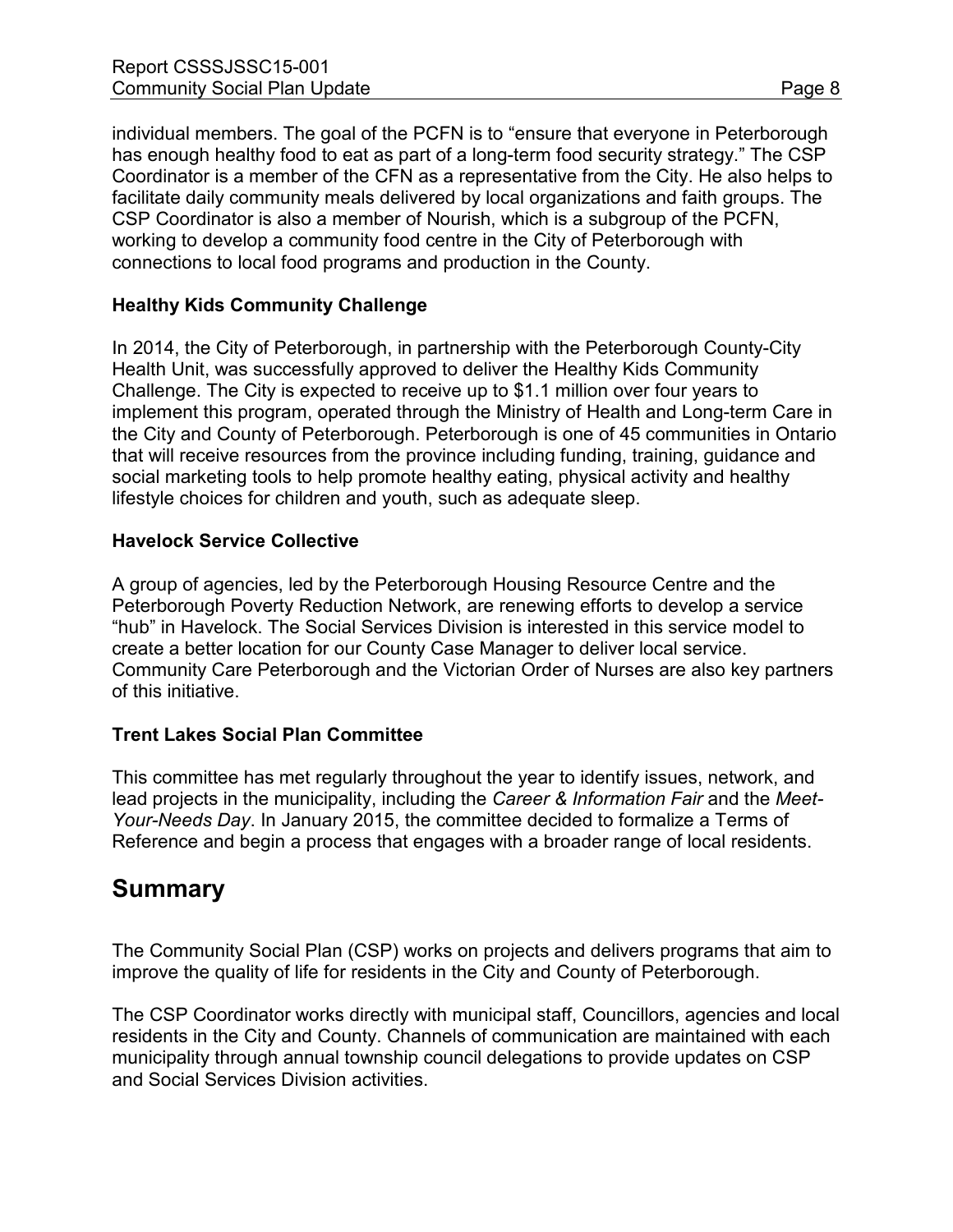individual members. The goal of the PCFN is to "ensure that everyone in Peterborough has enough healthy food to eat as part of a long-term food security strategy." The CSP Coordinator is a member of the CFN as a representative from the City. He also helps to facilitate daily community meals delivered by local organizations and faith groups. The CSP Coordinator is also a member of Nourish, which is a subgroup of the PCFN, working to develop a community food centre in the City of Peterborough with connections to local food programs and production in the County.

**Healthy Kids Community Challenge**

In 2014, the City of Peterborough, in partnership with the Peterborough County-City Health Unit, was successfully approved to deliver the Healthy Kids Community Challenge. The City is expected to receive up to $1.1 million over four years to implement this program, operated through the Ministry of Health and Long-term Care in the City and County of Peterborough. Peterborough is one of 45 communities in Ontario that will receive resources from the province including funding, training, guidance and social marketing tools to help promote healthy eating, physical activity and healthy lifestyle choices for children and youth, such as adequate sleep.

**Havelock Service Collective**

A group of agencies, led by the Peterborough Housing Resource Centre and the Peterborough Poverty Reduction Network, are renewing efforts to develop a service "hub" in Havelock. The Social Services Division is interested in this service model to create a better location for our County Case Manager to deliver local service. Community Care Peterborough and the Victorian Order of Nurses are also key partners of this initiative.

**Trent Lakes Social Plan Committee**

This committee has met regularly throughout the year to identify issues, network, and lead projects in the municipality, including the *Career & Information Fair* and the *Meet-Your-Needs Day*. In January 2015, the committee decided to formalize a Terms of Reference and begin a process that engages with a broader range of local residents.

## Summary

The Community Social Plan (CSP) works on projects and delivers programs that aim to improve the quality of life for residents in the City and County of Peterborough.

The CSP Coordinator works directly with municipal staff, Councillors, agencies and local residents in the City and County. Channels of communication are maintained with each municipality through annual township council delegations to provide updates on CSP and Social Services Division activities.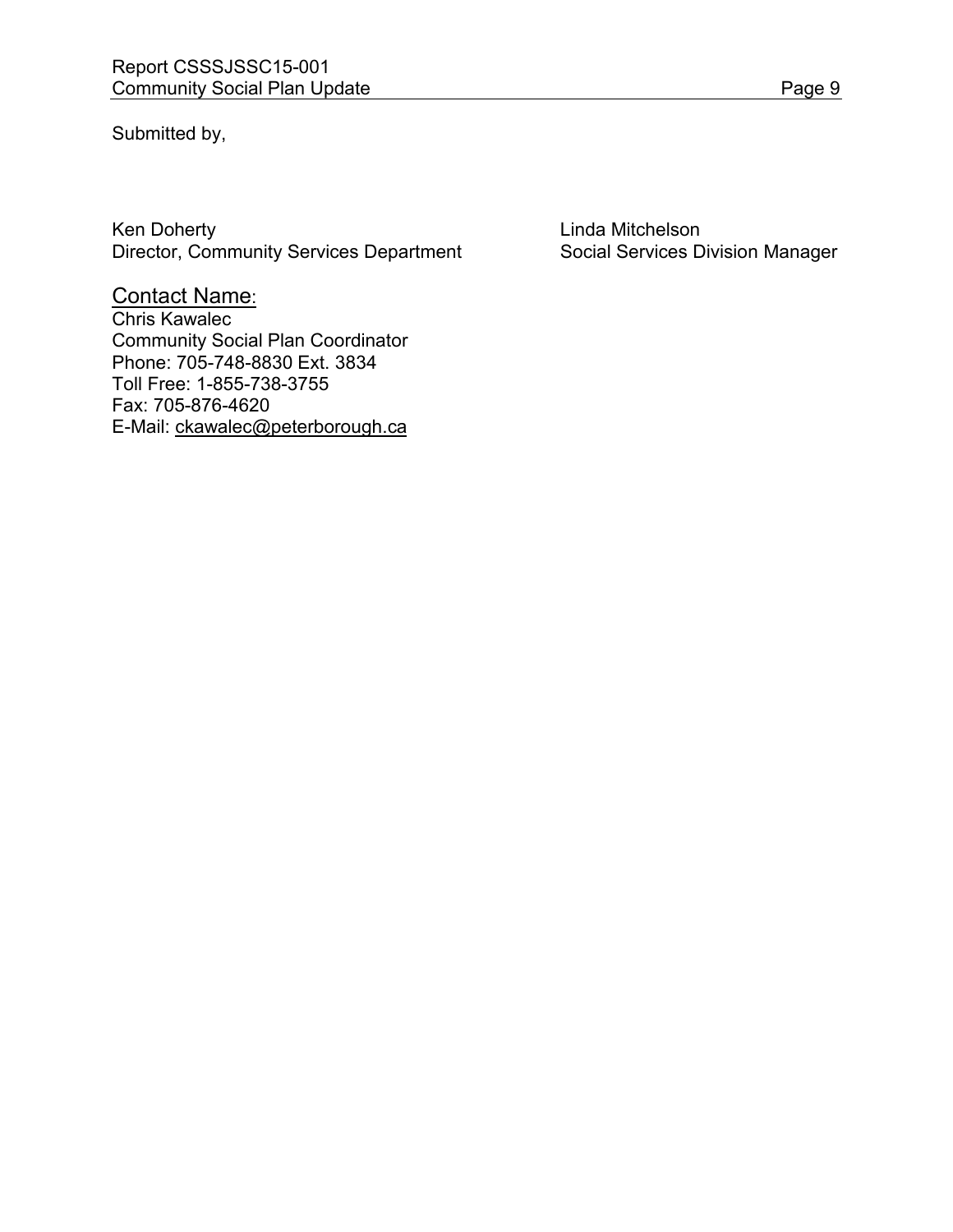Submitted by,

Ken Doherty
Director, Community Services Department

Linda Mitchelson
Social Services Division Manager

<u>Contact Name</u>:
Chris Kawalec
Community Social Plan Coordinator
Phone: 705-748-8830 Ext. 3834
Toll Free: 1-855-738-3755
Fax: 705-876-4620
E-Mail: ckawalec@peterborough.ca